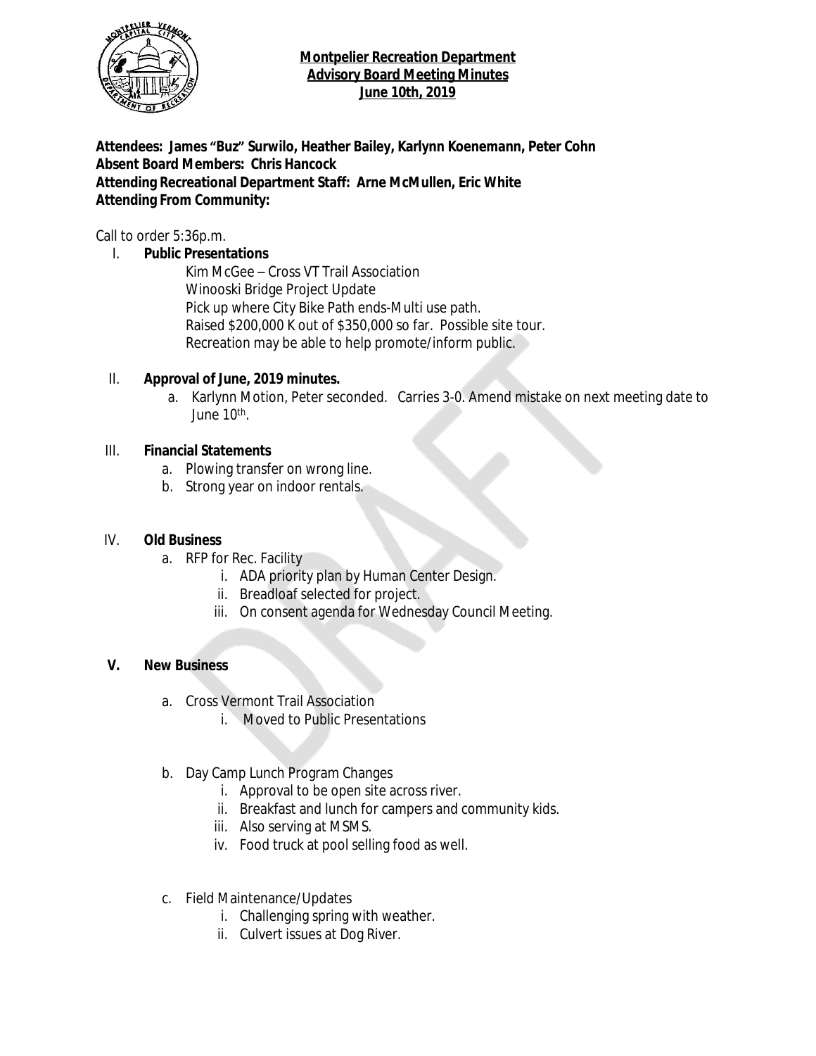# Montpelier Recreation Department
## Advisory Board Meeting Minutes
## June 10th, 2019

**Attendees: James "Buz" Surwilo, Heather Bailey, Karlynn Koenemann, Peter Cohn**
**Absent Board Members: Chris Hancock**
**Attending Recreational Department Staff: Arne McMullen, Eric White**
**Attending From Community:**

Call to order 5:36p.m.

I. **Public Presentations**

Kim McGee – Cross VT Trail Association
Winooski Bridge Project Update
Pick up where City Bike Path ends-Multi use path.
Raised $200,000 K out of $350,000 so far. Possible site tour.
Recreation may be able to help promote/inform public.

II. **Approval of June, 2019 minutes.**
   a. Karlynn Motion, Peter seconded. Carries 3-0. Amend mistake on next meeting date to June 10th.

III. **Financial Statements**
   a. Plowing transfer on wrong line.
   b. Strong year on indoor rentals.

IV. **Old Business**
   a. RFP for Rec. Facility
      i. ADA priority plan by Human Center Design.
      ii. Breadloaf selected for project.
      iii. On consent agenda for Wednesday Council Meeting.

**V. New Business**

   a. Cross Vermont Trail Association
      i. Moved to Public Presentations

   b. Day Camp Lunch Program Changes
      i. Approval to be open site across river.
      ii. Breakfast and lunch for campers and community kids.
      iii. Also serving at MSMS.
      iv. Food truck at pool selling food as well.

   c. Field Maintenance/Updates
      i. Challenging spring with weather.
      ii. Culvert issues at Dog River.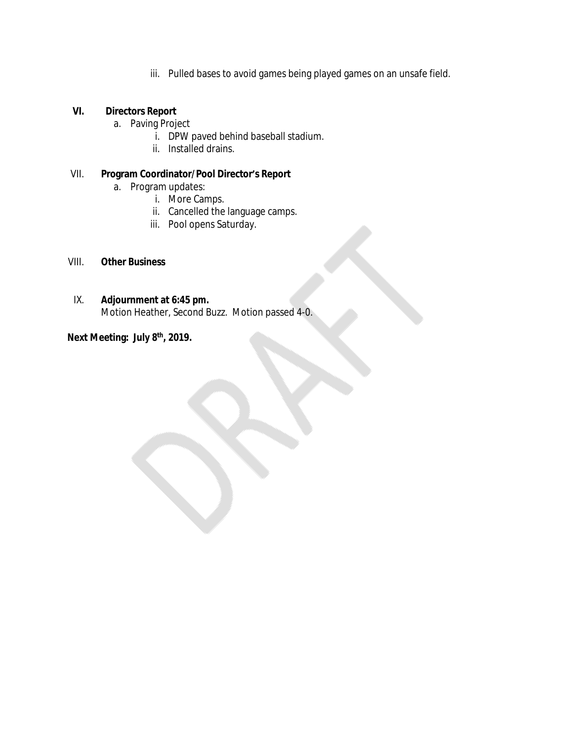iii. Pulled bases to avoid games being played games on an unsafe field.

**VI. Directors Report**

a. Paving Project
   i. DPW paved behind baseball stadium.
   ii. Installed drains.

VII. **Program Coordinator/Pool Director's Report**

a. Program updates:
   i. More Camps.
   ii. Cancelled the language camps.
   iii. Pool opens Saturday.

VIII. **Other Business**

IX. **Adjournment at 6:45 pm.**
Motion Heather, Second Buzz. Motion passed 4-0.

**Next Meeting: July 8th, 2019.**